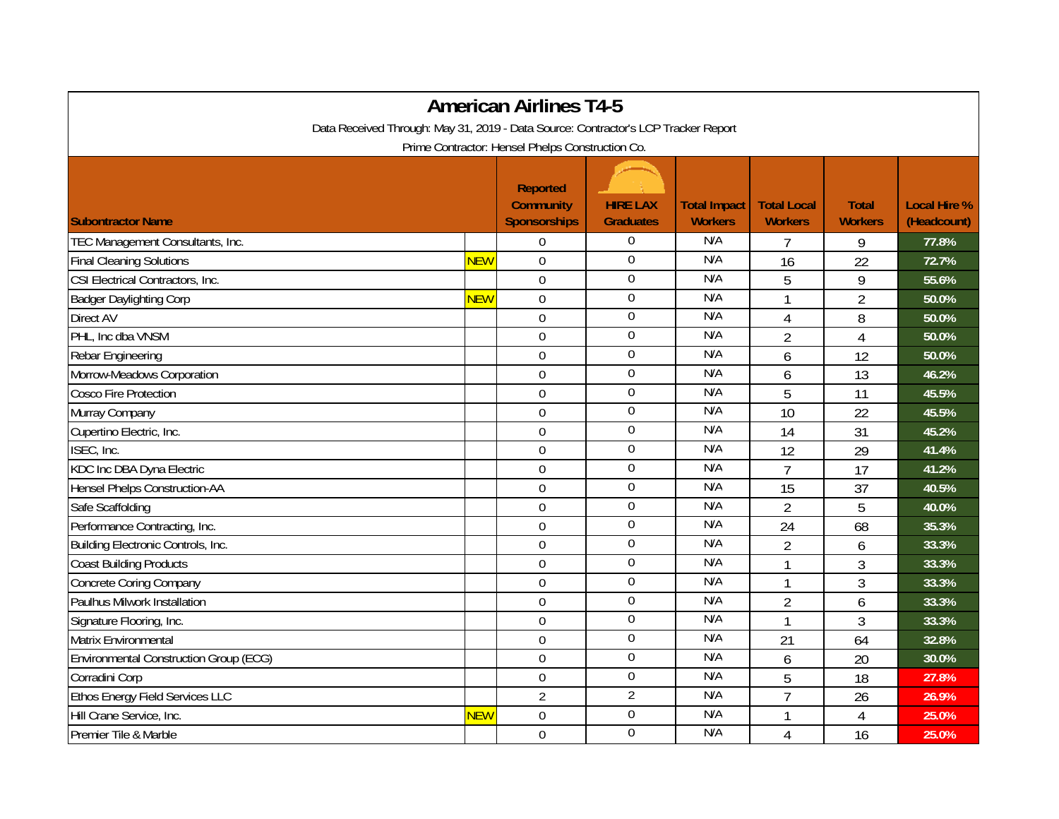# American Airlines T4-5

Data Received Through: May 31, 2019 - Data Source: Contractor's LCP Tracker Report

Prime Contractor: Hensel Phelps Construction Co.

| Subontractor Name | | Reported Community Sponsorships | HIRE LAX Graduates | Total Impact Workers | Total Local Workers | Total Workers | Local Hire % (Headcount) |
|---|---|---|---|---|---|---|---|
| TEC Management Consultants, Inc. | | 0 | 0 | N/A | 7 | 9 | 77.8% |
| Final Cleaning Solutions | NEW | 0 | 0 | N/A | 16 | 22 | 72.7% |
| CSI Electrical Contractors, Inc. | | 0 | 0 | N/A | 5 | 9 | 55.6% |
| Badger Daylighting Corp | NEW | 0 | 0 | N/A | 1 | 2 | 50.0% |
| Direct AV | | 0 | 0 | N/A | 4 | 8 | 50.0% |
| PHL, Inc dba VNSM | | 0 | 0 | N/A | 2 | 4 | 50.0% |
| Rebar Engineering | | 0 | 0 | N/A | 6 | 12 | 50.0% |
| Morrow-Meadows Corporation | | 0 | 0 | N/A | 6 | 13 | 46.2% |
| Cosco Fire Protection | | 0 | 0 | N/A | 5 | 11 | 45.5% |
| Murray Company | | 0 | 0 | N/A | 10 | 22 | 45.5% |
| Cupertino Electric, Inc. | | 0 | 0 | N/A | 14 | 31 | 45.2% |
| ISEC, Inc. | | 0 | 0 | N/A | 12 | 29 | 41.4% |
| KDC Inc DBA Dyna Electric | | 0 | 0 | N/A | 7 | 17 | 41.2% |
| Hensel Phelps Construction-AA | | 0 | 0 | N/A | 15 | 37 | 40.5% |
| Safe Scaffolding | | 0 | 0 | N/A | 2 | 5 | 40.0% |
| Performance Contracting, Inc. | | 0 | 0 | N/A | 24 | 68 | 35.3% |
| Building Electronic Controls, Inc. | | 0 | 0 | N/A | 2 | 6 | 33.3% |
| Coast Building Products | | 0 | 0 | N/A | 1 | 3 | 33.3% |
| Concrete Coring Company | | 0 | 0 | N/A | 1 | 3 | 33.3% |
| Paulhus Milwork Installation | | 0 | 0 | N/A | 2 | 6 | 33.3% |
| Signature Flooring, Inc. | | 0 | 0 | N/A | 1 | 3 | 33.3% |
| Matrix Environmental | | 0 | 0 | N/A | 21 | 64 | 32.8% |
| Environmental Construction Group (ECG) | | 0 | 0 | N/A | 6 | 20 | 30.0% |
| Corradini Corp | | 0 | 0 | N/A | 5 | 18 | 27.8% |
| Ethos Energy Field Services LLC | | 2 | 2 | N/A | 7 | 26 | 26.9% |
| Hill Crane Service, Inc. | NEW | 0 | 0 | N/A | 1 | 4 | 25.0% |
| Premier Tile & Marble | | 0 | 0 | N/A | 4 | 16 | 25.0% |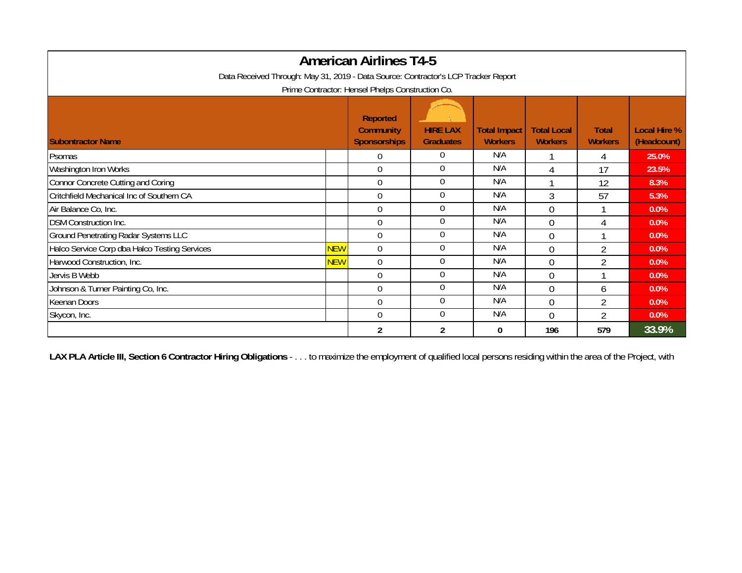# American Airlines T4-5

Data Received Through: May 31, 2019 - Data Source: Contractor's LCP Tracker Report

Prime Contractor: Hensel Phelps Construction Co.

| Subontractor Name | | Reported Community Sponsorships | HIRE LAX Graduates | Total Impact Workers | Total Local Workers | Total Workers | Local Hire % (Headcount) |
|---|---|---|---|---|---|---|---|
| Psomas | | 0 | 0 | N/A | 1 | 4 | 25.0% |
| Washington Iron Works | | 0 | 0 | N/A | 4 | 17 | 23.5% |
| Connor Concrete Cutting and Coring | | 0 | 0 | N/A | 1 | 12 | 8.3% |
| Critchfield Mechanical Inc of Southern CA | | 0 | 0 | N/A | 3 | 57 | 5.3% |
| Air Balance Co, Inc. | | 0 | 0 | N/A | 0 | 1 | 0.0% |
| DSM Construction Inc. | | 0 | 0 | N/A | 0 | 4 | 0.0% |
| Ground Penetrating Radar Systems LLC | | 0 | 0 | N/A | 0 | 1 | 0.0% |
| Halco Service Corp dba Halco Testing Services | NEW | 0 | 0 | N/A | 0 | 2 | 0.0% |
| Harwood Construction, Inc. | NEW | 0 | 0 | N/A | 0 | 2 | 0.0% |
| Jervis B Webb | | 0 | 0 | N/A | 0 | 1 | 0.0% |
| Johnson & Turner Painting Co, Inc. | | 0 | 0 | N/A | 0 | 6 | 0.0% |
| Keenan Doors | | 0 | 0 | N/A | 0 | 2 | 0.0% |
| Skycon, Inc. | | 0 | 0 | N/A | 0 | 2 | 0.0% |
| | | 2 | 2 | 0 | 196 | 579 | 33.9% |

**LAX PLA Article III, Section 6 Contractor Hiring Obligations** - . . . to maximize the employment of qualified local persons residing within the area of the Project, with